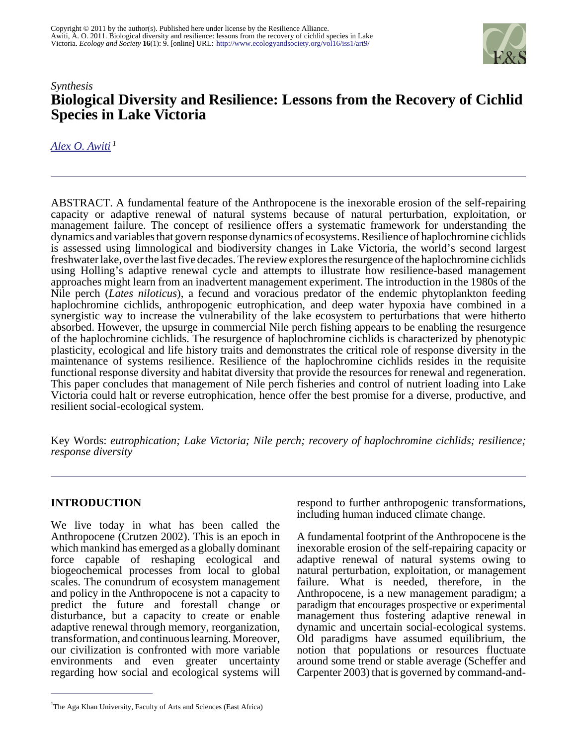Copyright © 2011 by the author(s). Published here under license by the Resilience Alliance.
Awiti, A. O. 2011. Biological diversity and resilience: lessons from the recovery of cichlid species in Lake Victoria. *Ecology and Society* **16**(1): 9. [online] URL: http://www.ecologyandsociety.org/vol16/iss1/art9/

*Synthesis*

# Biological Diversity and Resilience: Lessons from the Recovery of Cichlid Species in Lake Victoria

*Alex O. Awiti* [1]

ABSTRACT. A fundamental feature of the Anthropocene is the inexorable erosion of the self-repairing capacity or adaptive renewal of natural systems because of natural perturbation, exploitation, or management failure. The concept of resilience offers a systematic framework for understanding the dynamics and variables that govern response dynamics of ecosystems. Resilience of haplochromine cichlids is assessed using limnological and biodiversity changes in Lake Victoria, the world's second largest freshwater lake, over the last five decades. The review explores the resurgence of the haplochromine cichlids using Holling's adaptive renewal cycle and attempts to illustrate how resilience-based management approaches might learn from an inadvertent management experiment. The introduction in the 1980s of the Nile perch (*Lates niloticus*), a fecund and voracious predator of the endemic phytoplankton feeding haplochromine cichlids, anthropogenic eutrophication, and deep water hypoxia have combined in a synergistic way to increase the vulnerability of the lake ecosystem to perturbations that were hitherto absorbed. However, the upsurge in commercial Nile perch fishing appears to be enabling the resurgence of the haplochromine cichlids. The resurgence of haplochromine cichlids is characterized by phenotypic plasticity, ecological and life history traits and demonstrates the critical role of response diversity in the maintenance of systems resilience. Resilience of the haplochromine cichlids resides in the requisite functional response diversity and habitat diversity that provide the resources for renewal and regeneration. This paper concludes that management of Nile perch fisheries and control of nutrient loading into Lake Victoria could halt or reverse eutrophication, hence offer the best promise for a diverse, productive, and resilient social-ecological system.

Key Words: *eutrophication; Lake Victoria; Nile perch; recovery of haplochromine cichlids; resilience; response diversity*

## INTRODUCTION

We live today in what has been called the Anthropocene (Crutzen 2002). This is an epoch in which mankind has emerged as a globally dominant force capable of reshaping ecological and biogeochemical processes from local to global scales. The conundrum of ecosystem management and policy in the Anthropocene is not a capacity to predict the future and forestall change or disturbance, but a capacity to create or enable adaptive renewal through memory, reorganization, transformation, and continuous learning. Moreover, our civilization is confronted with more variable environments and even greater uncertainty regarding how social and ecological systems will respond to further anthropogenic transformations, including human induced climate change.

A fundamental footprint of the Anthropocene is the inexorable erosion of the self-repairing capacity or adaptive renewal of natural systems owing to natural perturbation, exploitation, or management failure. What is needed, therefore, in the Anthropocene, is a new management paradigm; a paradigm that encourages prospective or experimental management thus fostering adaptive renewal in dynamic and uncertain social-ecological systems. Old paradigms have assumed equilibrium, the notion that populations or resources fluctuate around some trend or stable average (Scheffer and Carpenter 2003) that is governed by command-and-

[1] The Aga Khan University, Faculty of Arts and Sciences (East Africa)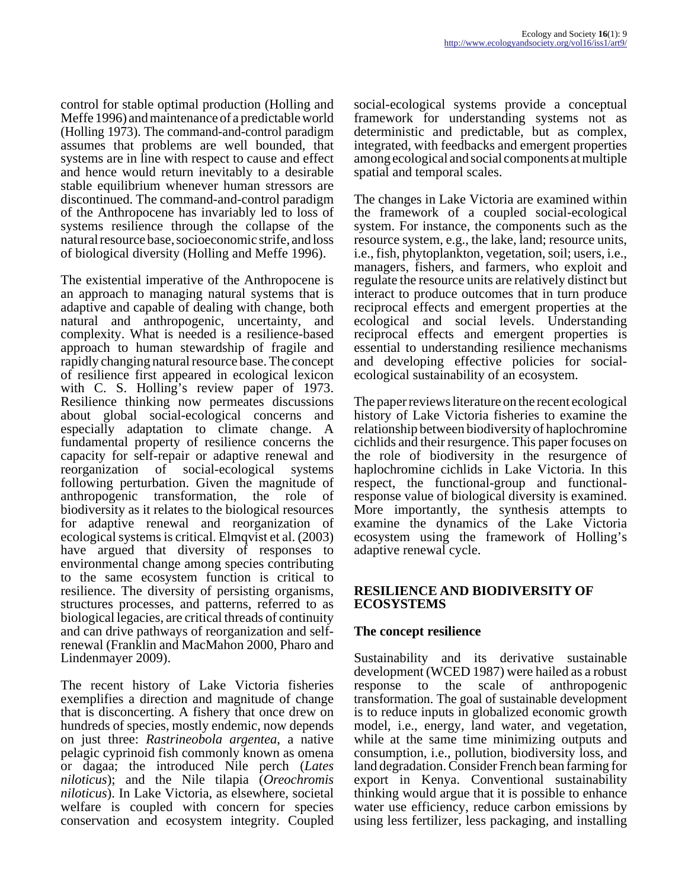control for stable optimal production (Holling and Meffe 1996) and maintenance of a predictable world (Holling 1973). The command-and-control paradigm assumes that problems are well bounded, that systems are in line with respect to cause and effect and hence would return inevitably to a desirable stable equilibrium whenever human stressors are discontinued. The command-and-control paradigm of the Anthropocene has invariably led to loss of systems resilience through the collapse of the natural resource base, socioeconomic strife, and loss of biological diversity (Holling and Meffe 1996).

The existential imperative of the Anthropocene is an approach to managing natural systems that is adaptive and capable of dealing with change, both natural and anthropogenic, uncertainty, and complexity. What is needed is a resilience-based approach to human stewardship of fragile and rapidly changing natural resource base. The concept of resilience first appeared in ecological lexicon with C. S. Holling's review paper of 1973. Resilience thinking now permeates discussions about global social-ecological concerns and especially adaptation to climate change. A fundamental property of resilience concerns the capacity for self-repair or adaptive renewal and reorganization of social-ecological systems following perturbation. Given the magnitude of anthropogenic transformation, the role of biodiversity as it relates to the biological resources for adaptive renewal and reorganization of ecological systems is critical. Elmqvist et al. (2003) have argued that diversity of responses to environmental change among species contributing to the same ecosystem function is critical to resilience. The diversity of persisting organisms, structures processes, and patterns, referred to as biological legacies, are critical threads of continuity and can drive pathways of reorganization and self-renewal (Franklin and MacMahon 2000, Pharo and Lindenmayer 2009).

The recent history of Lake Victoria fisheries exemplifies a direction and magnitude of change that is disconcerting. A fishery that once drew on hundreds of species, mostly endemic, now depends on just three: *Rastrineobola argentea*, a native pelagic cyprinoid fish commonly known as omena or dagaa; the introduced Nile perch (*Lates niloticus*); and the Nile tilapia (*Oreochromis niloticus*). In Lake Victoria, as elsewhere, societal welfare is coupled with concern for species conservation and ecosystem integrity. Coupled social-ecological systems provide a conceptual framework for understanding systems not as deterministic and predictable, but as complex, integrated, with feedbacks and emergent properties among ecological and social components at multiple spatial and temporal scales.

The changes in Lake Victoria are examined within the framework of a coupled social-ecological system. For instance, the components such as the resource system, e.g., the lake, land; resource units, i.e., fish, phytoplankton, vegetation, soil; users, i.e., managers, fishers, and farmers, who exploit and regulate the resource units are relatively distinct but interact to produce outcomes that in turn produce reciprocal effects and emergent properties at the ecological and social levels. Understanding reciprocal effects and emergent properties is essential to understanding resilience mechanisms and developing effective policies for social-ecological sustainability of an ecosystem.

The paper reviews literature on the recent ecological history of Lake Victoria fisheries to examine the relationship between biodiversity of haplochromine cichlids and their resurgence. This paper focuses on the role of biodiversity in the resurgence of haplochromine cichlids in Lake Victoria. In this respect, the functional-group and functional-response value of biological diversity is examined. More importantly, the synthesis attempts to examine the dynamics of the Lake Victoria ecosystem using the framework of Holling's adaptive renewal cycle.

## RESILIENCE AND BIODIVERSITY OF ECOSYSTEMS

### The concept resilience

Sustainability and its derivative sustainable development (WCED 1987) were hailed as a robust response to the scale of anthropogenic transformation. The goal of sustainable development is to reduce inputs in globalized economic growth model, i.e., energy, land water, and vegetation, while at the same time minimizing outputs and consumption, i.e., pollution, biodiversity loss, and land degradation. Consider French bean farming for export in Kenya. Conventional sustainability thinking would argue that it is possible to enhance water use efficiency, reduce carbon emissions by using less fertilizer, less packaging, and installing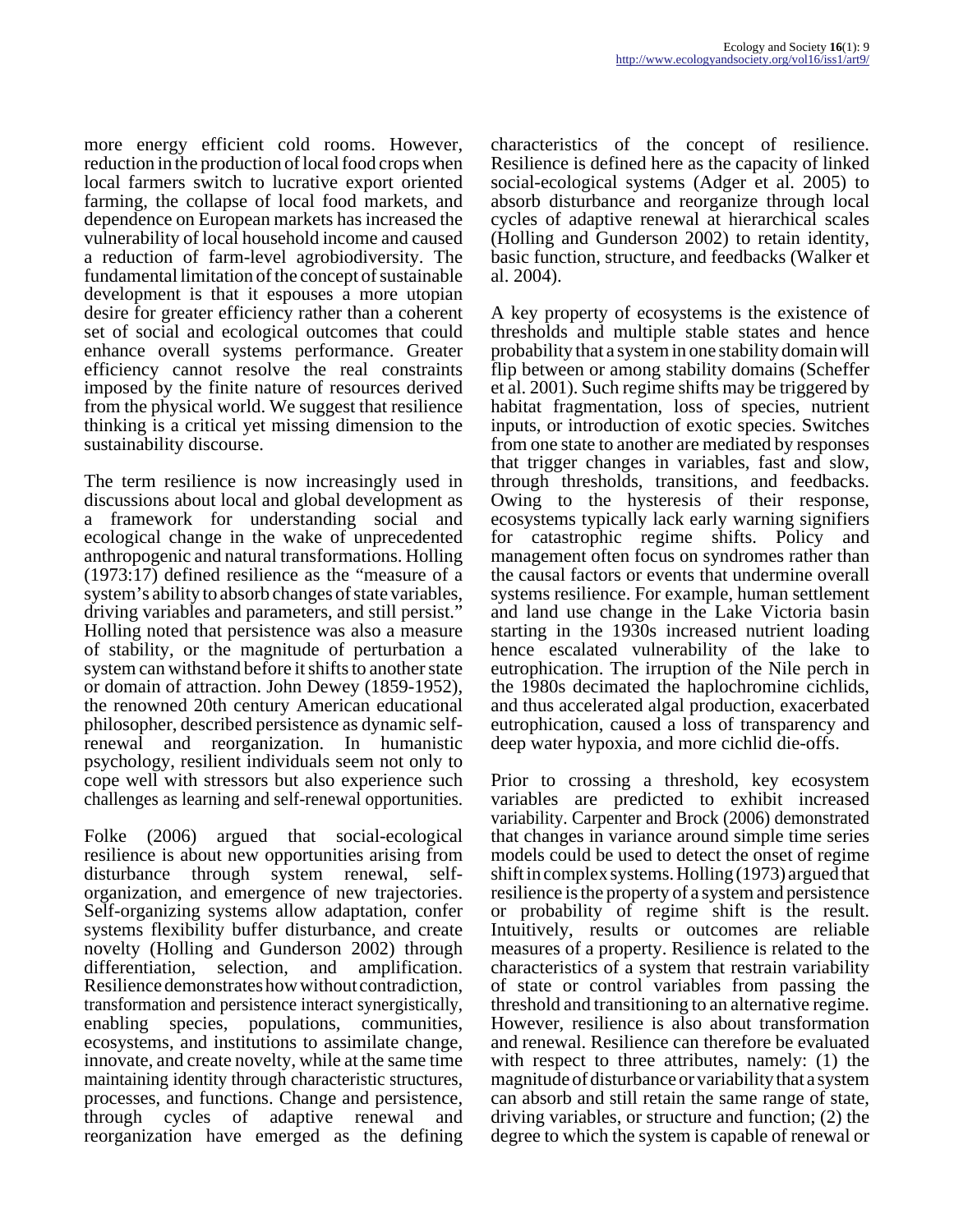more energy efficient cold rooms. However, reduction in the production of local food crops when local farmers switch to lucrative export oriented farming, the collapse of local food markets, and dependence on European markets has increased the vulnerability of local household income and caused a reduction of farm-level agrobiodiversity. The fundamental limitation of the concept of sustainable development is that it espouses a more utopian desire for greater efficiency rather than a coherent set of social and ecological outcomes that could enhance overall systems performance. Greater efficiency cannot resolve the real constraints imposed by the finite nature of resources derived from the physical world. We suggest that resilience thinking is a critical yet missing dimension to the sustainability discourse.

The term resilience is now increasingly used in discussions about local and global development as a framework for understanding social and ecological change in the wake of unprecedented anthropogenic and natural transformations. Holling (1973:17) defined resilience as the "measure of a system's ability to absorb changes of state variables, driving variables and parameters, and still persist." Holling noted that persistence was also a measure of stability, or the magnitude of perturbation a system can withstand before it shifts to another state or domain of attraction. John Dewey (1859-1952), the renowned 20th century American educational philosopher, described persistence as dynamic self-renewal and reorganization. In humanistic psychology, resilient individuals seem not only to cope well with stressors but also experience such challenges as learning and self-renewal opportunities.

Folke (2006) argued that social-ecological resilience is about new opportunities arising from disturbance through system renewal, self-organization, and emergence of new trajectories. Self-organizing systems allow adaptation, confer systems flexibility buffer disturbance, and create novelty (Holling and Gunderson 2002) through differentiation, selection, and amplification. Resilience demonstrates how without contradiction, transformation and persistence interact synergistically, enabling species, populations, communities, ecosystems, and institutions to assimilate change, innovate, and create novelty, while at the same time maintaining identity through characteristic structures, processes, and functions. Change and persistence, through cycles of adaptive renewal and reorganization have emerged as the defining characteristics of the concept of resilience. Resilience is defined here as the capacity of linked social-ecological systems (Adger et al. 2005) to absorb disturbance and reorganize through local cycles of adaptive renewal at hierarchical scales (Holling and Gunderson 2002) to retain identity, basic function, structure, and feedbacks (Walker et al. 2004).

A key property of ecosystems is the existence of thresholds and multiple stable states and hence probability that a system in one stability domain will flip between or among stability domains (Scheffer et al. 2001). Such regime shifts may be triggered by habitat fragmentation, loss of species, nutrient inputs, or introduction of exotic species. Switches from one state to another are mediated by responses that trigger changes in variables, fast and slow, through thresholds, transitions, and feedbacks. Owing to the hysteresis of their response, ecosystems typically lack early warning signifiers for catastrophic regime shifts. Policy and management often focus on syndromes rather than the causal factors or events that undermine overall systems resilience. For example, human settlement and land use change in the Lake Victoria basin starting in the 1930s increased nutrient loading hence escalated vulnerability of the lake to eutrophication. The irruption of the Nile perch in the 1980s decimated the haplochromine cichlids, and thus accelerated algal production, exacerbated eutrophication, caused a loss of transparency and deep water hypoxia, and more cichlid die-offs.

Prior to crossing a threshold, key ecosystem variables are predicted to exhibit increased variability. Carpenter and Brock (2006) demonstrated that changes in variance around simple time series models could be used to detect the onset of regime shift in complex systems. Holling (1973) argued that resilience is the property of a system and persistence or probability of regime shift is the result. Intuitively, results or outcomes are reliable measures of a property. Resilience is related to the characteristics of a system that restrain variability of state or control variables from passing the threshold and transitioning to an alternative regime. However, resilience is also about transformation and renewal. Resilience can therefore be evaluated with respect to three attributes, namely: (1) the magnitude of disturbance or variability that a system can absorb and still retain the same range of state, driving variables, or structure and function; (2) the degree to which the system is capable of renewal or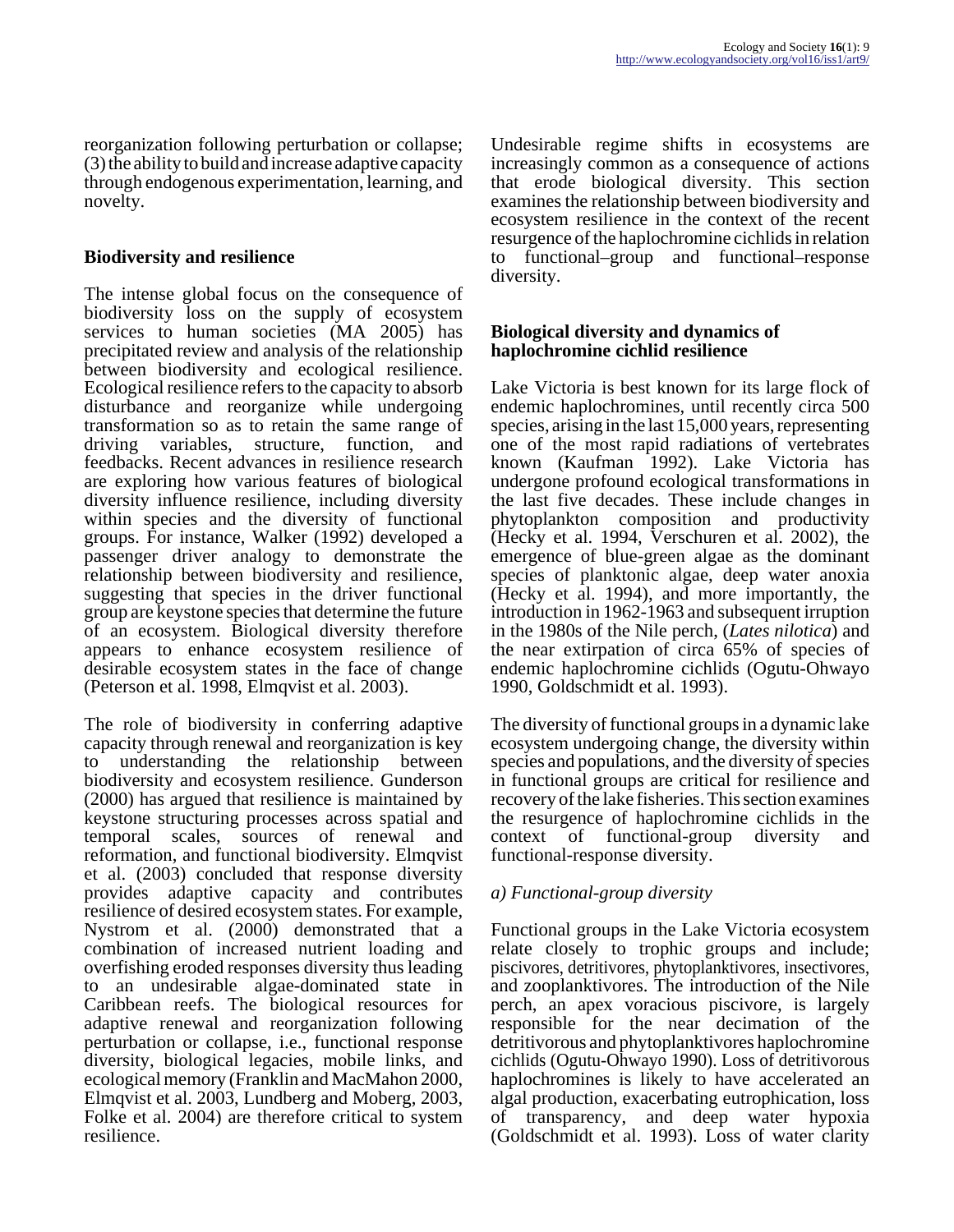reorganization following perturbation or collapse; (3) the ability to build and increase adaptive capacity through endogenous experimentation, learning, and novelty.

## Biodiversity and resilience

The intense global focus on the consequence of biodiversity loss on the supply of ecosystem services to human societies (MA 2005) has precipitated review and analysis of the relationship between biodiversity and ecological resilience. Ecological resilience refers to the capacity to absorb disturbance and reorganize while undergoing transformation so as to retain the same range of driving variables, structure, function, and feedbacks. Recent advances in resilience research are exploring how various features of biological diversity influence resilience, including diversity within species and the diversity of functional groups. For instance, Walker (1992) developed a passenger driver analogy to demonstrate the relationship between biodiversity and resilience, suggesting that species in the driver functional group are keystone species that determine the future of an ecosystem. Biological diversity therefore appears to enhance ecosystem resilience of desirable ecosystem states in the face of change (Peterson et al. 1998, Elmqvist et al. 2003).

The role of biodiversity in conferring adaptive capacity through renewal and reorganization is key to understanding the relationship between biodiversity and ecosystem resilience. Gunderson (2000) has argued that resilience is maintained by keystone structuring processes across spatial and temporal scales, sources of renewal and reformation, and functional biodiversity. Elmqvist et al. (2003) concluded that response diversity provides adaptive capacity and contributes resilience of desired ecosystem states. For example, Nystrom et al. (2000) demonstrated that a combination of increased nutrient loading and overfishing eroded responses diversity thus leading to an undesirable algae-dominated state in Caribbean reefs. The biological resources for adaptive renewal and reorganization following perturbation or collapse, i.e., functional response diversity, biological legacies, mobile links, and ecological memory (Franklin and MacMahon 2000, Elmqvist et al. 2003, Lundberg and Moberg, 2003, Folke et al. 2004) are therefore critical to system resilience.

Undesirable regime shifts in ecosystems are increasingly common as a consequence of actions that erode biological diversity. This section examines the relationship between biodiversity and ecosystem resilience in the context of the recent resurgence of the haplochromine cichlids in relation to functional–group and functional–response diversity.

### Biological diversity and dynamics of haplochromine cichlid resilience

Lake Victoria is best known for its large flock of endemic haplochromines, until recently circa 500 species, arising in the last 15,000 years, representing one of the most rapid radiations of vertebrates known (Kaufman 1992). Lake Victoria has undergone profound ecological transformations in the last five decades. These include changes in phytoplankton composition and productivity (Hecky et al. 1994, Verschuren et al. 2002), the emergence of blue-green algae as the dominant species of planktonic algae, deep water anoxia (Hecky et al. 1994), and more importantly, the introduction in 1962-1963 and subsequent irruption in the 1980s of the Nile perch, (*Lates nilotica*) and the near extirpation of circa 65% of species of endemic haplochromine cichlids (Ogutu-Ohwayo 1990, Goldschmidt et al. 1993).

The diversity of functional groups in a dynamic lake ecosystem undergoing change, the diversity within species and populations, and the diversity of species in functional groups are critical for resilience and recovery of the lake fisheries. This section examines the resurgence of haplochromine cichlids in the context of functional-group diversity and functional-response diversity.

*a) Functional-group diversity*

Functional groups in the Lake Victoria ecosystem relate closely to trophic groups and include; piscivores, detritivores, phytoplanktivores, insectivores, and zooplanktivores. The introduction of the Nile perch, an apex voracious piscivore, is largely responsible for the near decimation of the detritivorous and phytoplanktivores haplochromine cichlids (Ogutu-Ohwayo 1990). Loss of detritivorous haplochromines is likely to have accelerated an algal production, exacerbating eutrophication, loss of transparency, and deep water hypoxia (Goldschmidt et al. 1993). Loss of water clarity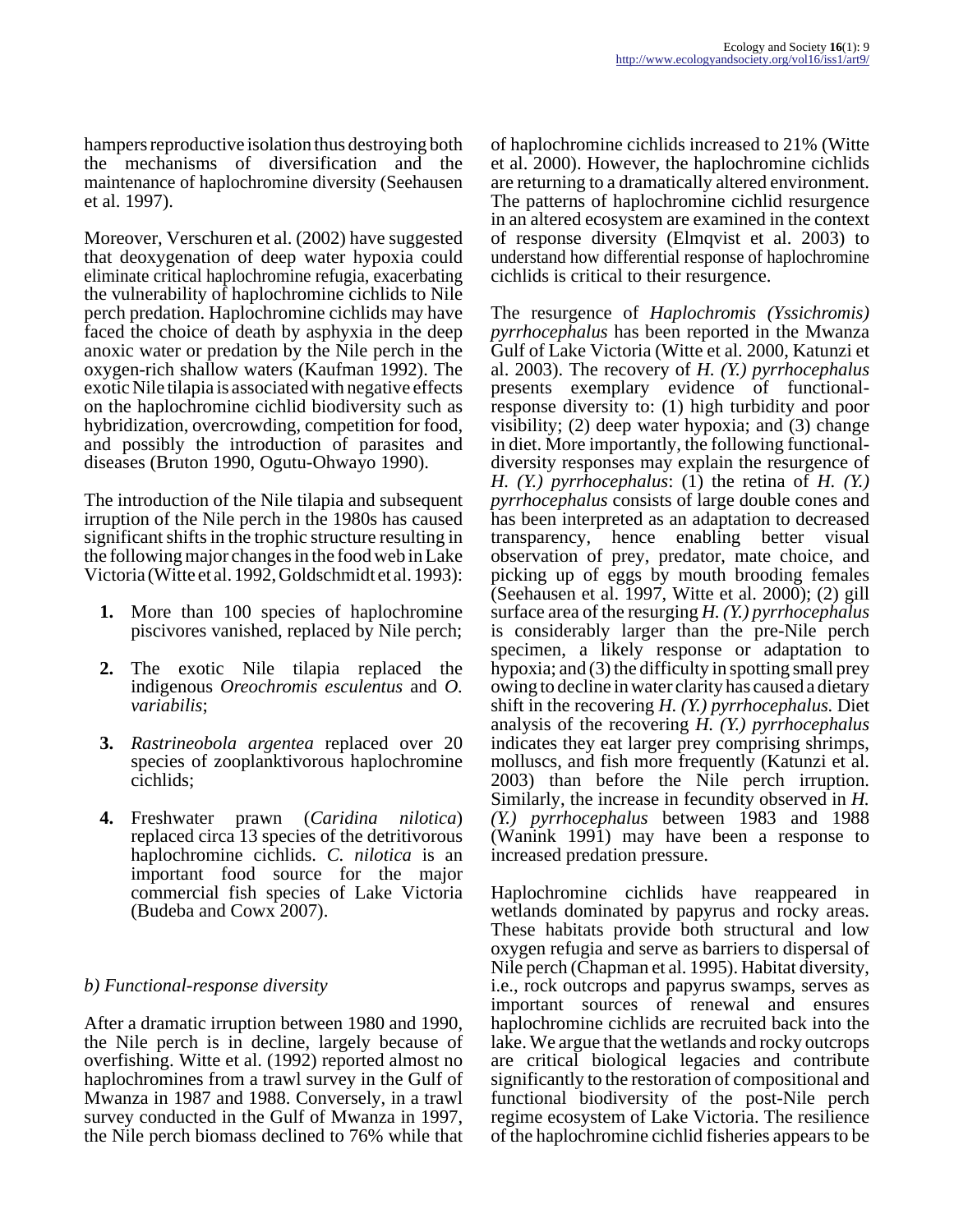hampers reproductive isolation thus destroying both the mechanisms of diversification and the maintenance of haplochromine diversity (Seehausen et al. 1997).

Moreover, Verschuren et al. (2002) have suggested that deoxygenation of deep water hypoxia could eliminate critical haplochromine refugia, exacerbating the vulnerability of haplochromine cichlids to Nile perch predation. Haplochromine cichlids may have faced the choice of death by asphyxia in the deep anoxic water or predation by the Nile perch in the oxygen-rich shallow waters (Kaufman 1992). The exotic Nile tilapia is associated with negative effects on the haplochromine cichlid biodiversity such as hybridization, overcrowding, competition for food, and possibly the introduction of parasites and diseases (Bruton 1990, Ogutu-Ohwayo 1990).

The introduction of the Nile tilapia and subsequent irruption of the Nile perch in the 1980s has caused significant shifts in the trophic structure resulting in the following major changes in the food web in Lake Victoria (Witte et al. 1992, Goldschmidt et al. 1993):

1. More than 100 species of haplochromine piscivores vanished, replaced by Nile perch;
2. The exotic Nile tilapia replaced the indigenous *Oreochromis esculentus* and *O. variabilis*;
3. *Rastrineobola argentea* replaced over 20 species of zooplanktivorous haplochromine cichlids;
4. Freshwater prawn (*Caridina nilotica*) replaced circa 13 species of the detritivorous haplochromine cichlids. *C. nilotica* is an important food source for the major commercial fish species of Lake Victoria (Budeba and Cowx 2007).

*b) Functional-response diversity*

After a dramatic irruption between 1980 and 1990, the Nile perch is in decline, largely because of overfishing. Witte et al. (1992) reported almost no haplochromines from a trawl survey in the Gulf of Mwanza in 1987 and 1988. Conversely, in a trawl survey conducted in the Gulf of Mwanza in 1997, the Nile perch biomass declined to 76% while that of haplochromine cichlids increased to 21% (Witte et al. 2000). However, the haplochromine cichlids are returning to a dramatically altered environment. The patterns of haplochromine cichlid resurgence in an altered ecosystem are examined in the context of response diversity (Elmqvist et al. 2003) to understand how differential response of haplochromine cichlids is critical to their resurgence.

The resurgence of *Haplochromis (Yssichromis) pyrrhocephalus* has been reported in the Mwanza Gulf of Lake Victoria (Witte et al. 2000, Katunzi et al. 2003). The recovery of *H. (Y.) pyrrhocephalus* presents exemplary evidence of functional-response diversity to: (1) high turbidity and poor visibility; (2) deep water hypoxia; and (3) change in diet. More importantly, the following functional-diversity responses may explain the resurgence of *H. (Y.) pyrrhocephalus*: (1) the retina of *H. (Y.) pyrrhocephalus* consists of large double cones and has been interpreted as an adaptation to decreased transparency, hence enabling better visual observation of prey, predator, mate choice, and picking up of eggs by mouth brooding females (Seehausen et al. 1997, Witte et al. 2000); (2) gill surface area of the resurging *H. (Y.) pyrrhocephalus* is considerably larger than the pre-Nile perch specimen, a likely response or adaptation to hypoxia; and (3) the difficulty in spotting small prey owing to decline in water clarity has caused a dietary shift in the recovering *H. (Y.) pyrrhocephalus.* Diet analysis of the recovering *H. (Y.) pyrrhocephalus* indicates they eat larger prey comprising shrimps, molluscs, and fish more frequently (Katunzi et al. 2003) than before the Nile perch irruption. Similarly, the increase in fecundity observed in *H. (Y.) pyrrhocephalus* between 1983 and 1988 (Wanink 1991) may have been a response to increased predation pressure.

Haplochromine cichlids have reappeared in wetlands dominated by papyrus and rocky areas. These habitats provide both structural and low oxygen refugia and serve as barriers to dispersal of Nile perch (Chapman et al. 1995). Habitat diversity, i.e., rock outcrops and papyrus swamps, serves as important sources of renewal and ensures haplochromine cichlids are recruited back into the lake. We argue that the wetlands and rocky outcrops are critical biological legacies and contribute significantly to the restoration of compositional and functional biodiversity of the post-Nile perch regime ecosystem of Lake Victoria. The resilience of the haplochromine cichlid fisheries appears to be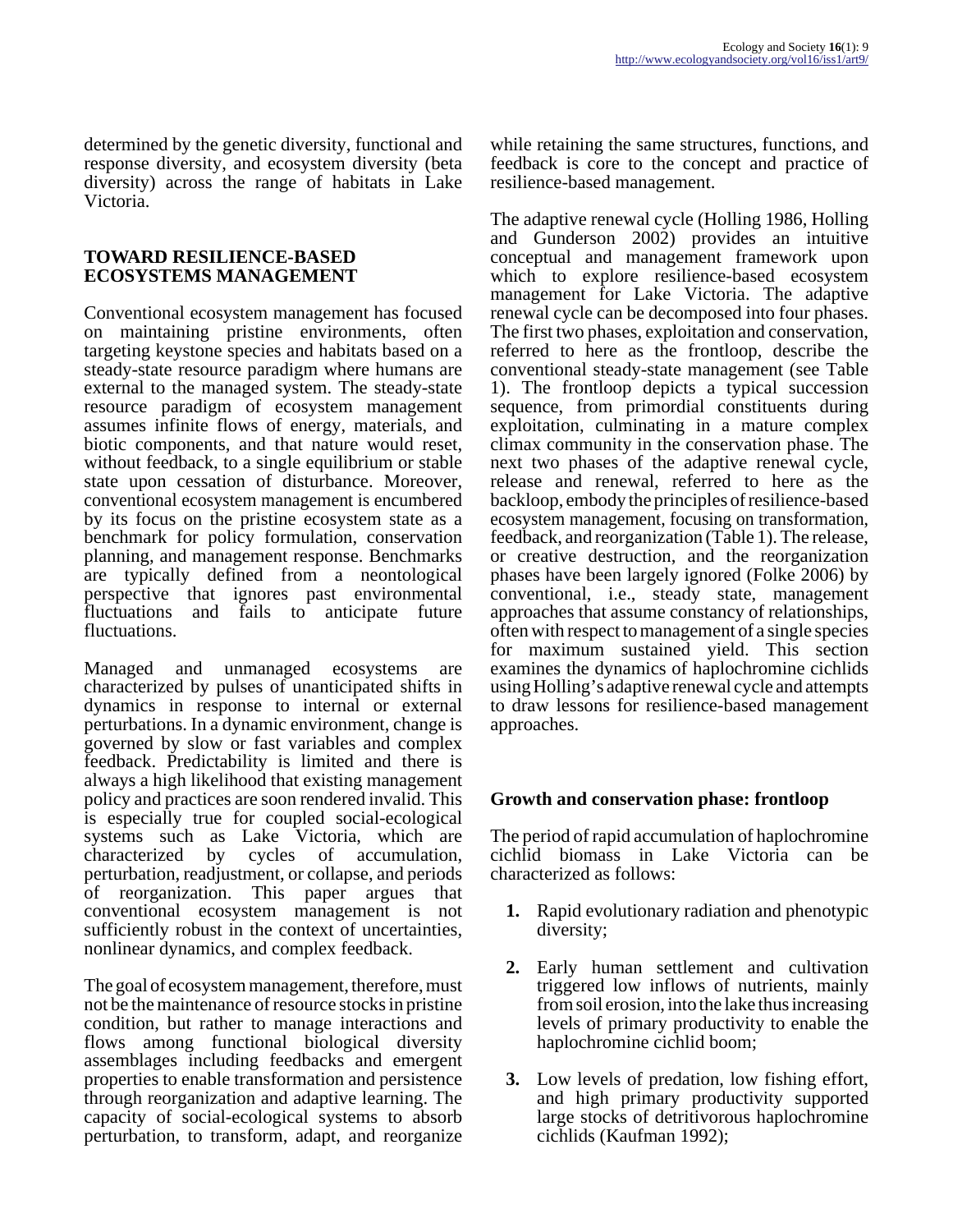determined by the genetic diversity, functional and response diversity, and ecosystem diversity (beta diversity) across the range of habitats in Lake Victoria.

## TOWARD RESILIENCE-BASED ECOSYSTEMS MANAGEMENT

Conventional ecosystem management has focused on maintaining pristine environments, often targeting keystone species and habitats based on a steady-state resource paradigm where humans are external to the managed system. The steady-state resource paradigm of ecosystem management assumes infinite flows of energy, materials, and biotic components, and that nature would reset, without feedback, to a single equilibrium or stable state upon cessation of disturbance. Moreover, conventional ecosystem management is encumbered by its focus on the pristine ecosystem state as a benchmark for policy formulation, conservation planning, and management response. Benchmarks are typically defined from a neontological perspective that ignores past environmental fluctuations and fails to anticipate future fluctuations.

Managed and unmanaged ecosystems are characterized by pulses of unanticipated shifts in dynamics in response to internal or external perturbations. In a dynamic environment, change is governed by slow or fast variables and complex feedback. Predictability is limited and there is always a high likelihood that existing management policy and practices are soon rendered invalid. This is especially true for coupled social-ecological systems such as Lake Victoria, which are characterized by cycles of accumulation, perturbation, readjustment, or collapse, and periods of reorganization. This paper argues that conventional ecosystem management is not sufficiently robust in the context of uncertainties, nonlinear dynamics, and complex feedback.

The goal of ecosystem management, therefore, must not be the maintenance of resource stocks in pristine condition, but rather to manage interactions and flows among functional biological diversity assemblages including feedbacks and emergent properties to enable transformation and persistence through reorganization and adaptive learning. The capacity of social-ecological systems to absorb perturbation, to transform, adapt, and reorganize while retaining the same structures, functions, and feedback is core to the concept and practice of resilience-based management.

The adaptive renewal cycle (Holling 1986, Holling and Gunderson 2002) provides an intuitive conceptual and management framework upon which to explore resilience-based ecosystem management for Lake Victoria. The adaptive renewal cycle can be decomposed into four phases. The first two phases, exploitation and conservation, referred to here as the frontloop, describe the conventional steady-state management (see Table 1). The frontloop depicts a typical succession sequence, from primordial constituents during exploitation, culminating in a mature complex climax community in the conservation phase. The next two phases of the adaptive renewal cycle, release and renewal, referred to here as the backloop, embody the principles of resilience-based ecosystem management, focusing on transformation, feedback, and reorganization (Table 1). The release, or creative destruction, and the reorganization phases have been largely ignored (Folke 2006) by conventional, i.e., steady state, management approaches that assume constancy of relationships, often with respect to management of a single species for maximum sustained yield. This section examines the dynamics of haplochromine cichlids using Holling's adaptive renewal cycle and attempts to draw lessons for resilience-based management approaches.

### Growth and conservation phase: frontloop

The period of rapid accumulation of haplochromine cichlid biomass in Lake Victoria can be characterized as follows:

1. Rapid evolutionary radiation and phenotypic diversity;
2. Early human settlement and cultivation triggered low inflows of nutrients, mainly from soil erosion, into the lake thus increasing levels of primary productivity to enable the haplochromine cichlid boom;
3. Low levels of predation, low fishing effort, and high primary productivity supported large stocks of detritivorous haplochromine cichlids (Kaufman 1992);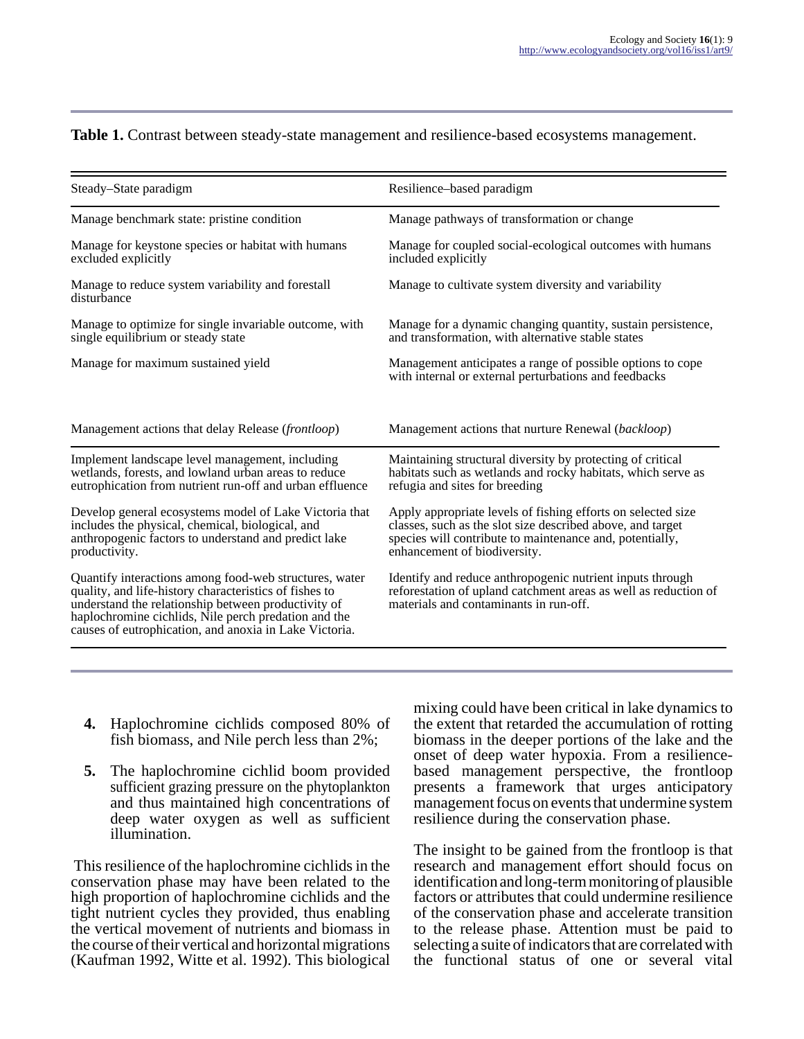**Table 1.** Contrast between steady-state management and resilience-based ecosystems management.

| Steady–State paradigm | Resilience–based paradigm |
|---|---|
| Manage benchmark state: pristine condition | Manage pathways of transformation or change |
| Manage for keystone species or habitat with humans excluded explicitly | Manage for coupled social-ecological outcomes with humans included explicitly |
| Manage to reduce system variability and forestall disturbance | Manage to cultivate system diversity and variability |
| Manage to optimize for single invariable outcome, with single equilibrium or steady state | Manage for a dynamic changing quantity, sustain persistence, and transformation, with alternative stable states |
| Manage for maximum sustained yield | Management anticipates a range of possible options to cope with internal or external perturbations and feedbacks |
| Management actions that delay Release (*frontloop*) | Management actions that nurture Renewal (*backloop*) |
| Implement landscape level management, including wetlands, forests, and lowland urban areas to reduce eutrophication from nutrient run-off and urban effluence | Maintaining structural diversity by protecting of critical habitats such as wetlands and rocky habitats, which serve as refugia and sites for breeding |
| Develop general ecosystems model of Lake Victoria that includes the physical, chemical, biological, and anthropogenic factors to understand and predict lake productivity. | Apply appropriate levels of fishing efforts on selected size classes, such as the slot size described above, and target species will contribute to maintenance and, potentially, enhancement of biodiversity. |
| Quantify interactions among food-web structures, water quality, and life-history characteristics of fishes to understand the relationship between productivity of haplochromine cichlids, Nile perch predation and the causes of eutrophication, and anoxia in Lake Victoria. | Identify and reduce anthropogenic nutrient inputs through reforestation of upland catchment areas as well as reduction of materials and contaminants in run-off. |

4. Haplochromine cichlids composed 80% of fish biomass, and Nile perch less than 2%;

5. The haplochromine cichlid boom provided sufficient grazing pressure on the phytoplankton and thus maintained high concentrations of deep water oxygen as well as sufficient illumination.

This resilience of the haplochromine cichlids in the conservation phase may have been related to the high proportion of haplochromine cichlids and the tight nutrient cycles they provided, thus enabling the vertical movement of nutrients and biomass in the course of their vertical and horizontal migrations (Kaufman 1992, Witte et al. 1992). This biological mixing could have been critical in lake dynamics to the extent that retarded the accumulation of rotting biomass in the deeper portions of the lake and the onset of deep water hypoxia. From a resilience-based management perspective, the frontloop presents a framework that urges anticipatory management focus on events that undermine system resilience during the conservation phase.

The insight to be gained from the frontloop is that research and management effort should focus on identification and long-term monitoring of plausible factors or attributes that could undermine resilience of the conservation phase and accelerate transition to the release phase. Attention must be paid to selecting a suite of indicators that are correlated with the functional status of one or several vital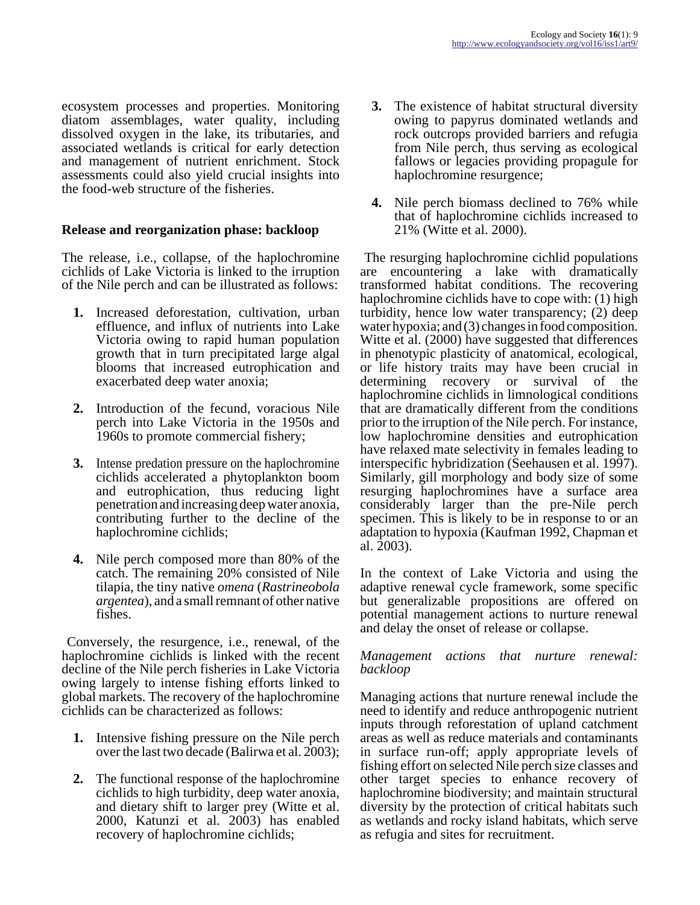ecosystem processes and properties. Monitoring diatom assemblages, water quality, including dissolved oxygen in the lake, its tributaries, and associated wetlands is critical for early detection and management of nutrient enrichment. Stock assessments could also yield crucial insights into the food-web structure of the fisheries.

## Release and reorganization phase: backloop

The release, i.e., collapse, of the haplochromine cichlids of Lake Victoria is linked to the irruption of the Nile perch and can be illustrated as follows:

1. Increased deforestation, cultivation, urban effluence, and influx of nutrients into Lake Victoria owing to rapid human population growth that in turn precipitated large algal blooms that increased eutrophication and exacerbated deep water anoxia;

2. Introduction of the fecund, voracious Nile perch into Lake Victoria in the 1950s and 1960s to promote commercial fishery;

3. Intense predation pressure on the haplochromine cichlids accelerated a phytoplankton boom and eutrophication, thus reducing light penetration and increasing deep water anoxia, contributing further to the decline of the haplochromine cichlids;

4. Nile perch composed more than 80% of the catch. The remaining 20% consisted of Nile tilapia, the tiny native *omena* (*Rastrineobola argentea*), and a small remnant of other native fishes.

Conversely, the resurgence, i.e., renewal, of the haplochromine cichlids is linked with the recent decline of the Nile perch fisheries in Lake Victoria owing largely to intense fishing efforts linked to global markets. The recovery of the haplochromine cichlids can be characterized as follows:

1. Intensive fishing pressure on the Nile perch over the last two decade (Balirwa et al. 2003);

2. The functional response of the haplochromine cichlids to high turbidity, deep water anoxia, and dietary shift to larger prey (Witte et al. 2000, Katunzi et al. 2003) has enabled recovery of haplochromine cichlids;

3. The existence of habitat structural diversity owing to papyrus dominated wetlands and rock outcrops provided barriers and refugia from Nile perch, thus serving as ecological fallows or legacies providing propagule for haplochromine resurgence;

4. Nile perch biomass declined to 76% while that of haplochromine cichlids increased to 21% (Witte et al. 2000).

The resurging haplochromine cichlid populations are encountering a lake with dramatically transformed habitat conditions. The recovering haplochromine cichlids have to cope with: (1) high turbidity, hence low water transparency; (2) deep water hypoxia; and (3) changes in food composition. Witte et al. (2000) have suggested that differences in phenotypic plasticity of anatomical, ecological, or life history traits may have been crucial in determining recovery or survival of the haplochromine cichlids in limnological conditions that are dramatically different from the conditions prior to the irruption of the Nile perch. For instance, low haplochromine densities and eutrophication have relaxed mate selectivity in females leading to interspecific hybridization (Seehausen et al. 1997). Similarly, gill morphology and body size of some resurging haplochromines have a surface area considerably larger than the pre-Nile perch specimen. This is likely to be in response to or an adaptation to hypoxia (Kaufman 1992, Chapman et al. 2003).

In the context of Lake Victoria and using the adaptive renewal cycle framework, some specific but generalizable propositions are offered on potential management actions to nurture renewal and delay the onset of release or collapse.

### *Management actions that nurture renewal: backloop*

Managing actions that nurture renewal include the need to identify and reduce anthropogenic nutrient inputs through reforestation of upland catchment areas as well as reduce materials and contaminants in surface run-off; apply appropriate levels of fishing effort on selected Nile perch size classes and other target species to enhance recovery of haplochromine biodiversity; and maintain structural diversity by the protection of critical habitats such as wetlands and rocky island habitats, which serve as refugia and sites for recruitment.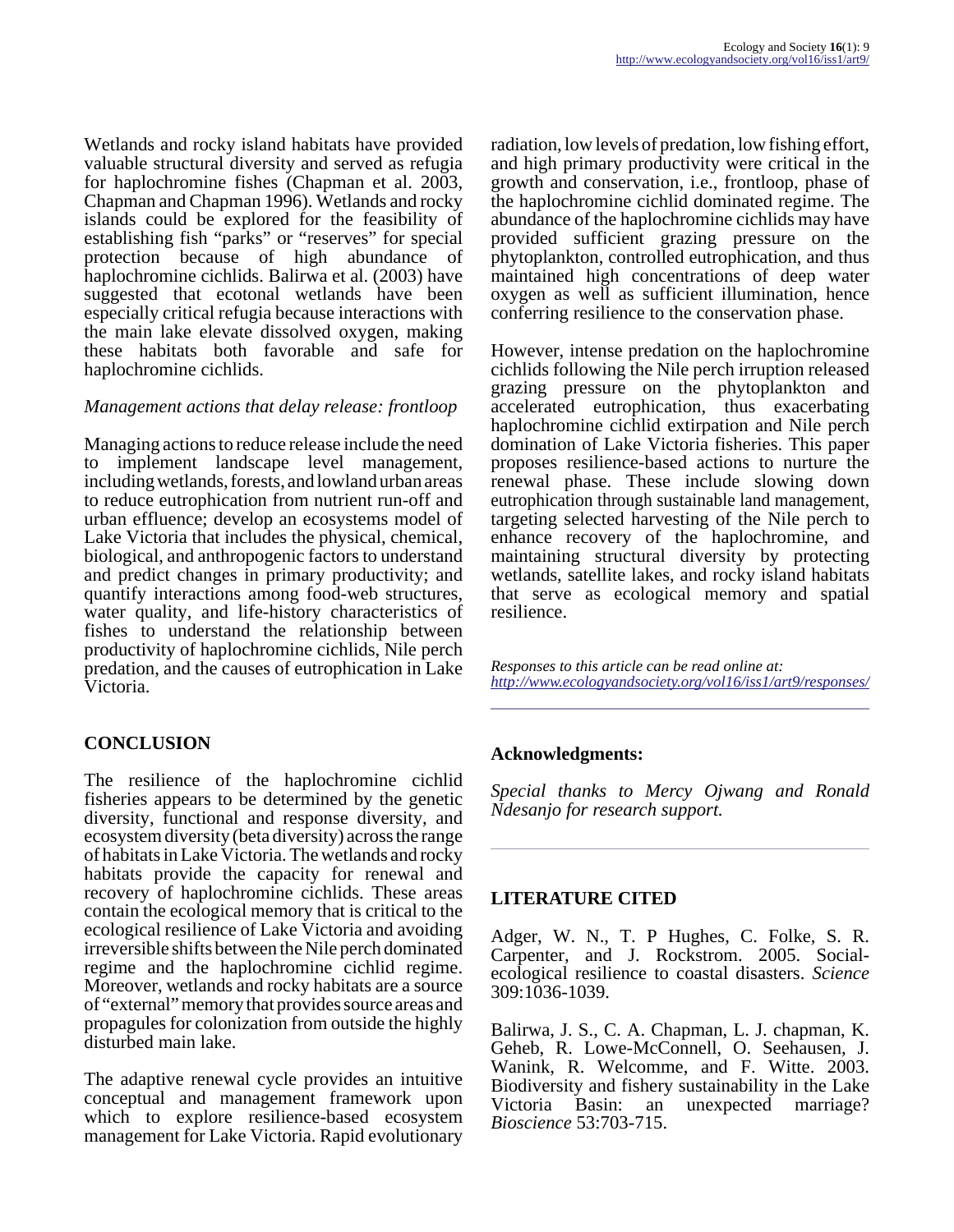Wetlands and rocky island habitats have provided valuable structural diversity and served as refugia for haplochromine fishes (Chapman et al. 2003, Chapman and Chapman 1996). Wetlands and rocky islands could be explored for the feasibility of establishing fish "parks" or "reserves" for special protection because of high abundance of haplochromine cichlids. Balirwa et al. (2003) have suggested that ecotonal wetlands have been especially critical refugia because interactions with the main lake elevate dissolved oxygen, making these habitats both favorable and safe for haplochromine cichlids.

*Management actions that delay release: frontloop*

Managing actions to reduce release include the need to implement landscape level management, including wetlands, forests, and lowland urban areas to reduce eutrophication from nutrient run-off and urban effluence; develop an ecosystems model of Lake Victoria that includes the physical, chemical, biological, and anthropogenic factors to understand and predict changes in primary productivity; and quantify interactions among food-web structures, water quality, and life-history characteristics of fishes to understand the relationship between productivity of haplochromine cichlids, Nile perch predation, and the causes of eutrophication in Lake Victoria.

## CONCLUSION

The resilience of the haplochromine cichlid fisheries appears to be determined by the genetic diversity, functional and response diversity, and ecosystem diversity (beta diversity) across the range of habitats in Lake Victoria. The wetlands and rocky habitats provide the capacity for renewal and recovery of haplochromine cichlids. These areas contain the ecological memory that is critical to the ecological resilience of Lake Victoria and avoiding irreversible shifts between the Nile perch dominated regime and the haplochromine cichlid regime. Moreover, wetlands and rocky habitats are a source of "external" memory that provides source areas and propagules for colonization from outside the highly disturbed main lake.

The adaptive renewal cycle provides an intuitive conceptual and management framework upon which to explore resilience-based ecosystem management for Lake Victoria. Rapid evolutionary radiation, low levels of predation, low fishing effort, and high primary productivity were critical in the growth and conservation, i.e., frontloop, phase of the haplochromine cichlid dominated regime. The abundance of the haplochromine cichlids may have provided sufficient grazing pressure on the phytoplankton, controlled eutrophication, and thus maintained high concentrations of deep water oxygen as well as sufficient illumination, hence conferring resilience to the conservation phase.

However, intense predation on the haplochromine cichlids following the Nile perch irruption released grazing pressure on the phytoplankton and accelerated eutrophication, thus exacerbating haplochromine cichlid extirpation and Nile perch domination of Lake Victoria fisheries. This paper proposes resilience-based actions to nurture the renewal phase. These include slowing down eutrophication through sustainable land management, targeting selected harvesting of the Nile perch to enhance recovery of the haplochromine, and maintaining structural diversity by protecting wetlands, satellite lakes, and rocky island habitats that serve as ecological memory and spatial resilience.

*Responses to this article can be read online at:*
*http://www.ecologyandsociety.org/vol16/iss1/art9/responses/*

### Acknowledgments:

*Special thanks to Mercy Ojwang and Ronald Ndesanjo for research support.*

## LITERATURE CITED

Adger, W. N., T. P Hughes, C. Folke, S. R. Carpenter, and J. Rockstrom. 2005. Social-ecological resilience to coastal disasters. *Science* 309:1036-1039.

Balirwa, J. S., C. A. Chapman, L. J. chapman, K. Geheb, R. Lowe-McConnell, O. Seehausen, J. Wanink, R. Welcomme, and F. Witte. 2003. Biodiversity and fishery sustainability in the Lake Victoria Basin: an unexpected marriage? *Bioscience* 53:703-715.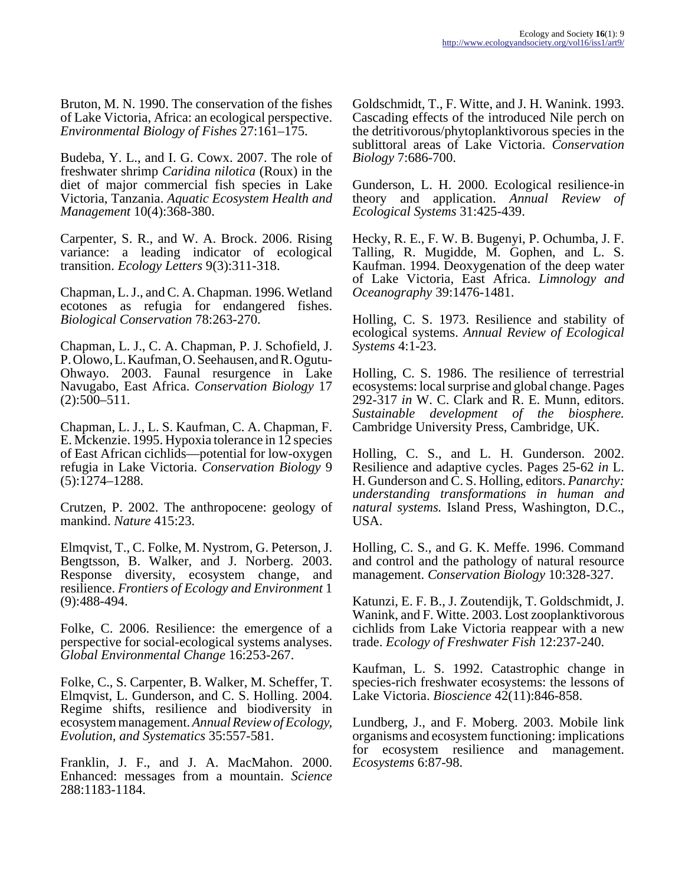Bruton, M. N. 1990. The conservation of the fishes of Lake Victoria, Africa: an ecological perspective. *Environmental Biology of Fishes* 27:161–175.

Budeba, Y. L., and I. G. Cowx. 2007. The role of freshwater shrimp *Caridina nilotica* (Roux) in the diet of major commercial fish species in Lake Victoria, Tanzania. *Aquatic Ecosystem Health and Management* 10(4):368-380.

Carpenter, S. R., and W. A. Brock. 2006. Rising variance: a leading indicator of ecological transition. *Ecology Letters* 9(3):311-318.

Chapman, L. J., and C. A. Chapman. 1996. Wetland ecotones as refugia for endangered fishes. *Biological Conservation* 78:263-270.

Chapman, L. J., C. A. Chapman, P. J. Schofield, J. P. Olowo, L. Kaufman, O. Seehausen, and R. Ogutu-Ohwayo. 2003. Faunal resurgence in Lake Navugabo, East Africa. *Conservation Biology* 17 (2):500–511.

Chapman, L. J., L. S. Kaufman, C. A. Chapman, F. E. Mckenzie. 1995. Hypoxia tolerance in 12 species of East African cichlids—potential for low-oxygen refugia in Lake Victoria. *Conservation Biology* 9 (5):1274–1288.

Crutzen, P. 2002. The anthropocene: geology of mankind. *Nature* 415:23.

Elmqvist, T., C. Folke, M. Nystrom, G. Peterson, J. Bengtsson, B. Walker, and J. Norberg. 2003. Response diversity, ecosystem change, and resilience. *Frontiers of Ecology and Environment* 1 (9):488-494.

Folke, C. 2006. Resilience: the emergence of a perspective for social-ecological systems analyses. *Global Environmental Change* 16:253-267.

Folke, C., S. Carpenter, B. Walker, M. Scheffer, T. Elmqvist, L. Gunderson, and C. S. Holling. 2004. Regime shifts, resilience and biodiversity in ecosystem management. *Annual Review of Ecology, Evolution, and Systematics* 35:557-581.

Franklin, J. F., and J. A. MacMahon. 2000. Enhanced: messages from a mountain. *Science* 288:1183-1184.

Goldschmidt, T., F. Witte, and J. H. Wanink. 1993. Cascading effects of the introduced Nile perch on the detritivorous/phytoplanktivorous species in the sublittoral areas of Lake Victoria. *Conservation Biology* 7:686-700.

Gunderson, L. H. 2000. Ecological resilience-in theory and application. *Annual Review of Ecological Systems* 31:425-439.

Hecky, R. E., F. W. B. Bugenyi, P. Ochumba, J. F. Talling, R. Mugidde, M. Gophen, and L. S. Kaufman. 1994. Deoxygenation of the deep water of Lake Victoria, East Africa. *Limnology and Oceanography* 39:1476-1481.

Holling, C. S. 1973. Resilience and stability of ecological systems. *Annual Review of Ecological Systems* 4:1-23.

Holling, C. S. 1986. The resilience of terrestrial ecosystems: local surprise and global change. Pages 292-317 *in* W. C. Clark and R. E. Munn, editors. *Sustainable development of the biosphere.* Cambridge University Press, Cambridge, UK.

Holling, C. S., and L. H. Gunderson. 2002. Resilience and adaptive cycles. Pages 25-62 *in* L. H. Gunderson and C. S. Holling, editors. *Panarchy: understanding transformations in human and natural systems.* Island Press, Washington, D.C., USA.

Holling, C. S., and G. K. Meffe. 1996. Command and control and the pathology of natural resource management. *Conservation Biology* 10:328-327.

Katunzi, E. F. B., J. Zoutendijk, T. Goldschmidt, J. Wanink, and F. Witte. 2003. Lost zooplanktivorous cichlids from Lake Victoria reappear with a new trade. *Ecology of Freshwater Fish* 12:237-240.

Kaufman, L. S. 1992. Catastrophic change in species-rich freshwater ecosystems: the lessons of Lake Victoria. *Bioscience* 42(11):846-858.

Lundberg, J., and F. Moberg. 2003. Mobile link organisms and ecosystem functioning: implications for ecosystem resilience and management. *Ecosystems* 6:87-98.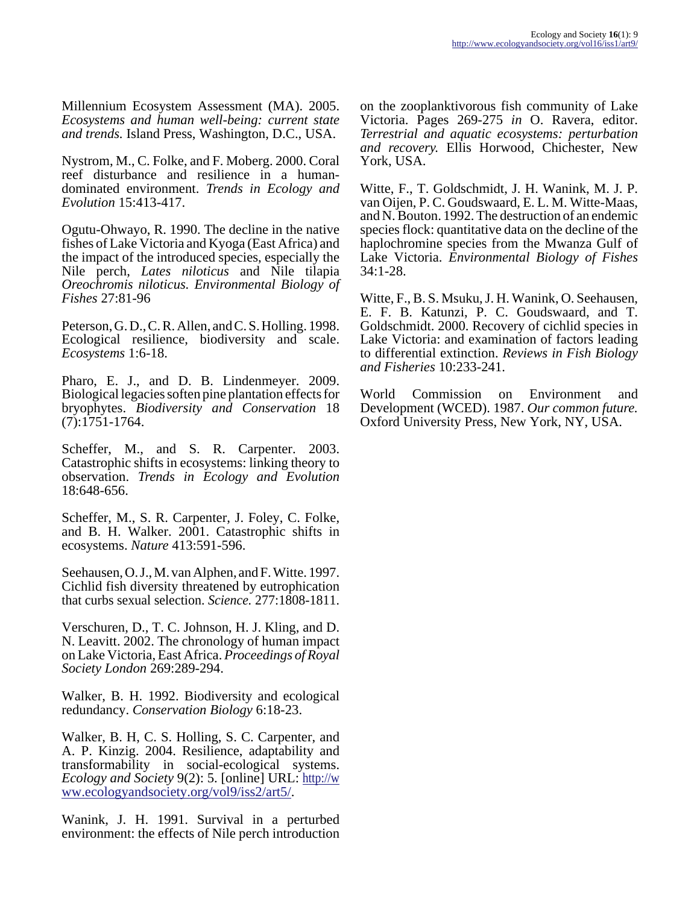Millennium Ecosystem Assessment (MA). 2005. *Ecosystems and human well-being: current state and trends.* Island Press, Washington, D.C., USA.

Nystrom, M., C. Folke, and F. Moberg. 2000. Coral reef disturbance and resilience in a human-dominated environment. *Trends in Ecology and Evolution* 15:413-417.

Ogutu-Ohwayo, R. 1990. The decline in the native fishes of Lake Victoria and Kyoga (East Africa) and the impact of the introduced species, especially the Nile perch, *Lates niloticus* and Nile tilapia *Oreochromis niloticus*. *Environmental Biology of Fishes* 27:81-96

Peterson, G. D., C. R. Allen, and C. S. Holling. 1998. Ecological resilience, biodiversity and scale. *Ecosystems* 1:6-18.

Pharo, E. J., and D. B. Lindenmeyer. 2009. Biological legacies soften pine plantation effects for bryophytes. *Biodiversity and Conservation* 18 (7):1751-1764.

Scheffer, M., and S. R. Carpenter. 2003. Catastrophic shifts in ecosystems: linking theory to observation. *Trends in Ecology and Evolution* 18:648-656.

Scheffer, M., S. R. Carpenter, J. Foley, C. Folke, and B. H. Walker. 2001. Catastrophic shifts in ecosystems. *Nature* 413:591-596.

Seehausen, O. J., M. van Alphen, and F. Witte. 1997. Cichlid fish diversity threatened by eutrophication that curbs sexual selection. *Science.* 277:1808-1811.

Verschuren, D., T. C. Johnson, H. J. Kling, and D. N. Leavitt. 2002. The chronology of human impact on Lake Victoria, East Africa. *Proceedings of Royal Society London* 269:289-294.

Walker, B. H. 1992. Biodiversity and ecological redundancy. *Conservation Biology* 6:18-23.

Walker, B. H, C. S. Holling, S. C. Carpenter, and A. P. Kinzig. 2004. Resilience, adaptability and transformability in social-ecological systems. *Ecology and Society* 9(2): 5. [online] URL: http://www.ecologyandsociety.org/vol9/iss2/art5/.

Wanink, J. H. 1991. Survival in a perturbed environment: the effects of Nile perch introduction on the zooplanktivorous fish community of Lake Victoria. Pages 269-275 *in* O. Ravera, editor. *Terrestrial and aquatic ecosystems: perturbation and recovery.* Ellis Horwood, Chichester, New York, USA.

Witte, F., T. Goldschmidt, J. H. Wanink, M. J. P. van Oijen, P. C. Goudswaard, E. L. M. Witte-Maas, and N. Bouton. 1992. The destruction of an endemic species flock: quantitative data on the decline of the haplochromine species from the Mwanza Gulf of Lake Victoria. *Environmental Biology of Fishes* 34:1-28.

Witte, F., B. S. Msuku, J. H. Wanink, O. Seehausen, E. F. B. Katunzi, P. C. Goudswaard, and T. Goldschmidt. 2000. Recovery of cichlid species in Lake Victoria: and examination of factors leading to differential extinction. *Reviews in Fish Biology and Fisheries* 10:233-241.

World Commission on Environment and Development (WCED). 1987. *Our common future.* Oxford University Press, New York, NY, USA.